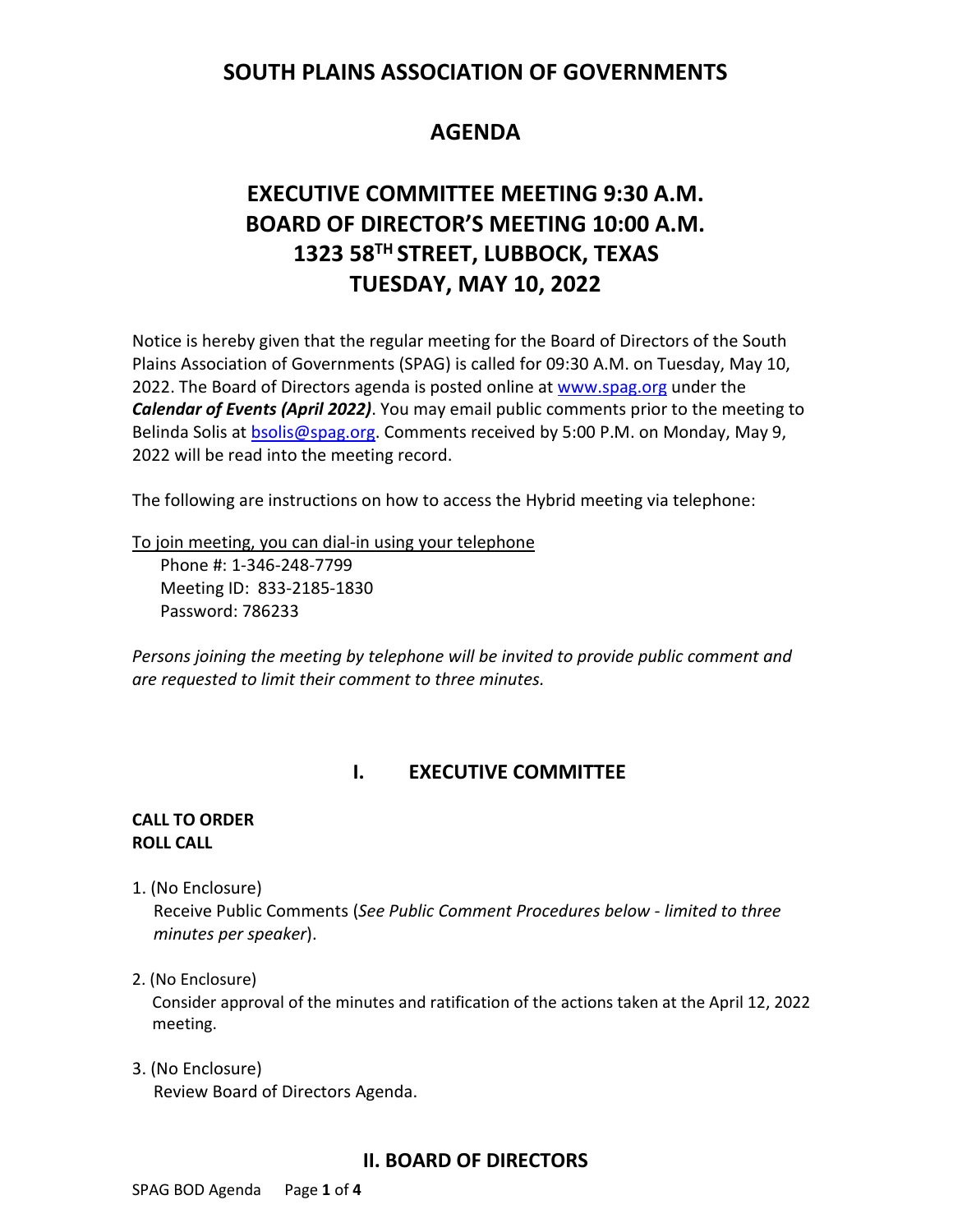# SOUTH PLAINS ASSOCIATION OF GOVERNMENTS

## AGENDA

## EXECUTIVE COMMITTEE MEETING 9:30 A.M.
## BOARD OF DIRECTOR'S MEETING 10:00 A.M.
## 1323 58TH STREET, LUBBOCK, TEXAS
## TUESDAY, MAY 10, 2022

Notice is hereby given that the regular meeting for the Board of Directors of the South Plains Association of Governments (SPAG) is called for 09:30 A.M. on Tuesday, May 10, 2022. The Board of Directors agenda is posted online at www.spag.org under the ***Calendar of Events (April 2022)***. You may email public comments prior to the meeting to Belinda Solis at bsolis@spag.org. Comments received by 5:00 P.M. on Monday, May 9, 2022 will be read into the meeting record.

The following are instructions on how to access the Hybrid meeting via telephone:

To join meeting, you can dial-in using your telephone

Phone #: 1-346-248-7799
Meeting ID: 833-2185-1830
Password: 786233

*Persons joining the meeting by telephone will be invited to provide public comment and are requested to limit their comment to three minutes.*

## I. EXECUTIVE COMMITTEE

**CALL TO ORDER**
**ROLL CALL**

1. (No Enclosure)
   Receive Public Comments (*See Public Comment Procedures below - limited to three minutes per speaker*).

2. (No Enclosure)
   Consider approval of the minutes and ratification of the actions taken at the April 12, 2022 meeting.

3. (No Enclosure)
   Review Board of Directors Agenda.

## II. BOARD OF DIRECTORS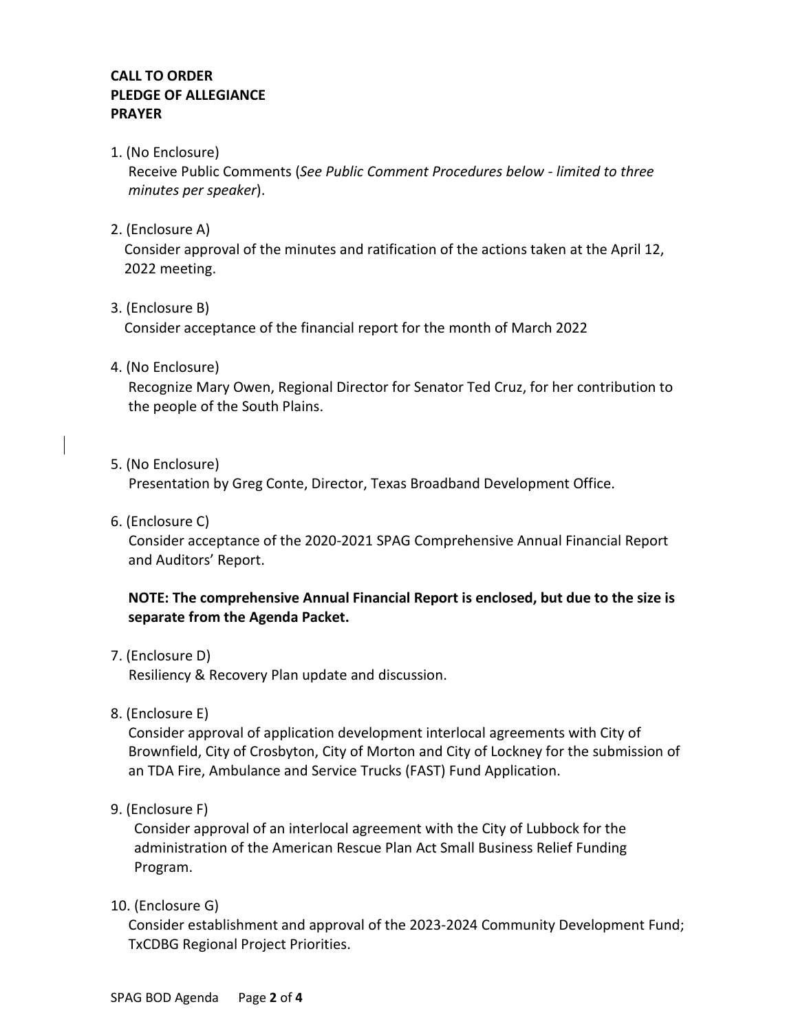**CALL TO ORDER**
**PLEDGE OF ALLEGIANCE**
**PRAYER**

1. (No Enclosure)
   Receive Public Comments (*See Public Comment Procedures below - limited to three minutes per speaker*).

2. (Enclosure A)
   Consider approval of the minutes and ratification of the actions taken at the April 12, 2022 meeting.

3. (Enclosure B)
   Consider acceptance of the financial report for the month of March 2022

4. (No Enclosure)
   Recognize Mary Owen, Regional Director for Senator Ted Cruz, for her contribution to the people of the South Plains.

5. (No Enclosure)
   Presentation by Greg Conte, Director, Texas Broadband Development Office.

6. (Enclosure C)
   Consider acceptance of the 2020-2021 SPAG Comprehensive Annual Financial Report and Auditors' Report.

   **NOTE: The comprehensive Annual Financial Report is enclosed, but due to the size is separate from the Agenda Packet.**

7. (Enclosure D)
   Resiliency & Recovery Plan update and discussion.

8. (Enclosure E)
   Consider approval of application development interlocal agreements with City of Brownfield, City of Crosbyton, City of Morton and City of Lockney for the submission of an TDA Fire, Ambulance and Service Trucks (FAST) Fund Application.

9. (Enclosure F)
   Consider approval of an interlocal agreement with the City of Lubbock for the administration of the American Rescue Plan Act Small Business Relief Funding Program.

10. (Enclosure G)
    Consider establishment and approval of the 2023-2024 Community Development Fund; TxCDBG Regional Project Priorities.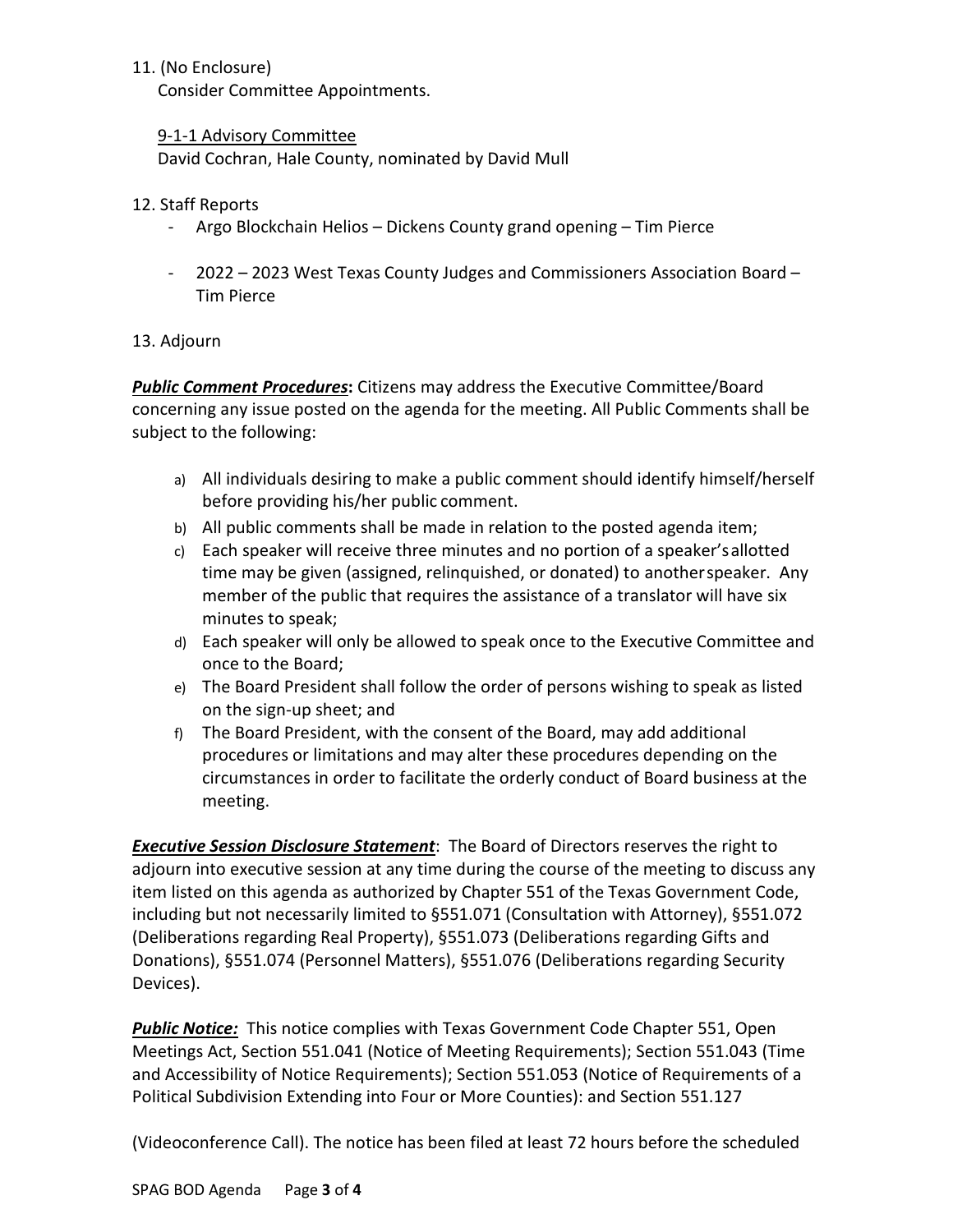11. (No Enclosure)
    Consider Committee Appointments.

    <u>9-1-1 Advisory Committee</u>
    David Cochran, Hale County, nominated by David Mull

12. Staff Reports
    - Argo Blockchain Helios – Dickens County grand opening – Tim Pierce
    - 2022 – 2023 West Texas County Judges and Commissioners Association Board – Tim Pierce

13. Adjourn

***<u>Public Comment Procedures</u>*:** Citizens may address the Executive Committee/Board concerning any issue posted on the agenda for the meeting. All Public Comments shall be subject to the following:

a) All individuals desiring to make a public comment should identify himself/herself before providing his/her public comment.
b) All public comments shall be made in relation to the posted agenda item;
c) Each speaker will receive three minutes and no portion of a speaker's allotted time may be given (assigned, relinquished, or donated) to another speaker. Any member of the public that requires the assistance of a translator will have six minutes to speak;
d) Each speaker will only be allowed to speak once to the Executive Committee and once to the Board;
e) The Board President shall follow the order of persons wishing to speak as listed on the sign-up sheet; and
f) The Board President, with the consent of the Board, may add additional procedures or limitations and may alter these procedures depending on the circumstances in order to facilitate the orderly conduct of Board business at the meeting.

***<u>Executive Session Disclosure Statement</u>***: The Board of Directors reserves the right to adjourn into executive session at any time during the course of the meeting to discuss any item listed on this agenda as authorized by Chapter 551 of the Texas Government Code, including but not necessarily limited to §551.071 (Consultation with Attorney), §551.072 (Deliberations regarding Real Property), §551.073 (Deliberations regarding Gifts and Donations), §551.074 (Personnel Matters), §551.076 (Deliberations regarding Security Devices).

***<u>Public Notice:</u>*** This notice complies with Texas Government Code Chapter 551, Open Meetings Act, Section 551.041 (Notice of Meeting Requirements); Section 551.043 (Time and Accessibility of Notice Requirements); Section 551.053 (Notice of Requirements of a Political Subdivision Extending into Four or More Counties): and Section 551.127

(Videoconference Call). The notice has been filed at least 72 hours before the scheduled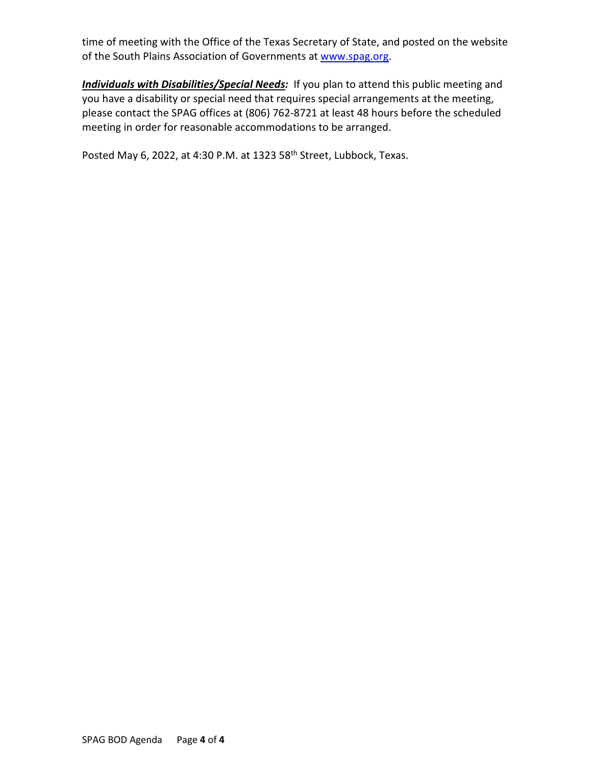time of meeting with the Office of the Texas Secretary of State, and posted on the website of the South Plains Association of Governments at www.spag.org.

***Individuals with Disabilities/Special Needs:*** If you plan to attend this public meeting and you have a disability or special need that requires special arrangements at the meeting, please contact the SPAG offices at (806) 762-8721 at least 48 hours before the scheduled meeting in order for reasonable accommodations to be arranged.

Posted May 6, 2022, at 4:30 P.M. at 1323 58th Street, Lubbock, Texas.